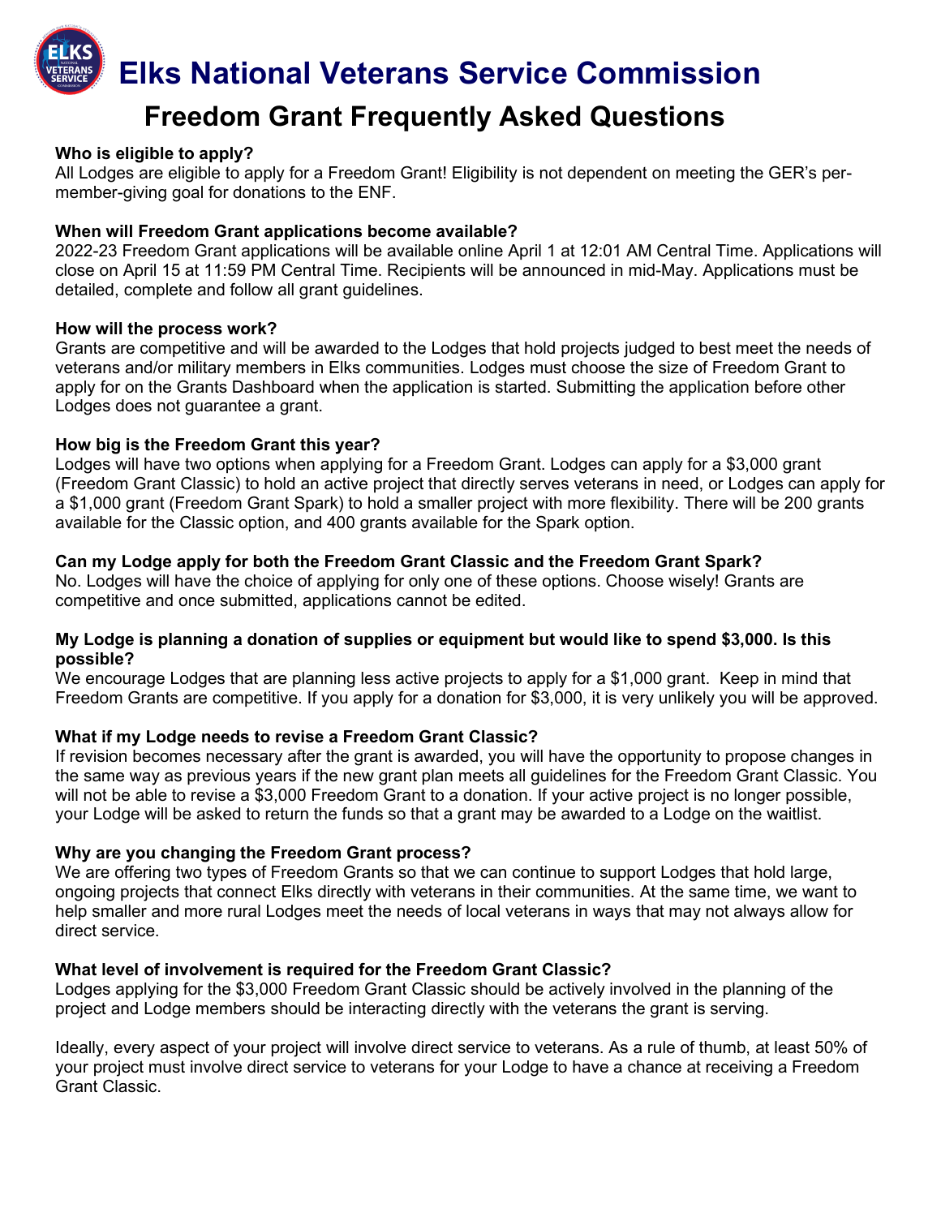# Elks National Veterans Service Commission

## Freedom Grant Frequently Asked Questions

**Who is eligible to apply?**
All Lodges are eligible to apply for a Freedom Grant! Eligibility is not dependent on meeting the GER's per-member-giving goal for donations to the ENF.

**When will Freedom Grant applications become available?**
2022-23 Freedom Grant applications will be available online April 1 at 12:01 AM Central Time. Applications will close on April 15 at 11:59 PM Central Time. Recipients will be announced in mid-May. Applications must be detailed, complete and follow all grant guidelines.

**How will the process work?**
Grants are competitive and will be awarded to the Lodges that hold projects judged to best meet the needs of veterans and/or military members in Elks communities. Lodges must choose the size of Freedom Grant to apply for on the Grants Dashboard when the application is started. Submitting the application before other Lodges does not guarantee a grant.

**How big is the Freedom Grant this year?**
Lodges will have two options when applying for a Freedom Grant. Lodges can apply for a $3,000 grant (Freedom Grant Classic) to hold an active project that directly serves veterans in need, or Lodges can apply for a $1,000 grant (Freedom Grant Spark) to hold a smaller project with more flexibility. There will be 200 grants available for the Classic option, and 400 grants available for the Spark option.

**Can my Lodge apply for both the Freedom Grant Classic and the Freedom Grant Spark?**
No. Lodges will have the choice of applying for only one of these options. Choose wisely! Grants are competitive and once submitted, applications cannot be edited.

**My Lodge is planning a donation of supplies or equipment but would like to spend $3,000. Is this possible?**
We encourage Lodges that are planning less active projects to apply for a $1,000 grant. Keep in mind that Freedom Grants are competitive. If you apply for a donation for $3,000, it is very unlikely you will be approved.

**What if my Lodge needs to revise a Freedom Grant Classic?**
If revision becomes necessary after the grant is awarded, you will have the opportunity to propose changes in the same way as previous years if the new grant plan meets all guidelines for the Freedom Grant Classic. You will not be able to revise a $3,000 Freedom Grant to a donation. If your active project is no longer possible, your Lodge will be asked to return the funds so that a grant may be awarded to a Lodge on the waitlist.

**Why are you changing the Freedom Grant process?**
We are offering two types of Freedom Grants so that we can continue to support Lodges that hold large, ongoing projects that connect Elks directly with veterans in their communities. At the same time, we want to help smaller and more rural Lodges meet the needs of local veterans in ways that may not always allow for direct service.

**What level of involvement is required for the Freedom Grant Classic?**
Lodges applying for the $3,000 Freedom Grant Classic should be actively involved in the planning of the project and Lodge members should be interacting directly with the veterans the grant is serving.

Ideally, every aspect of your project will involve direct service to veterans. As a rule of thumb, at least 50% of your project must involve direct service to veterans for your Lodge to have a chance at receiving a Freedom Grant Classic.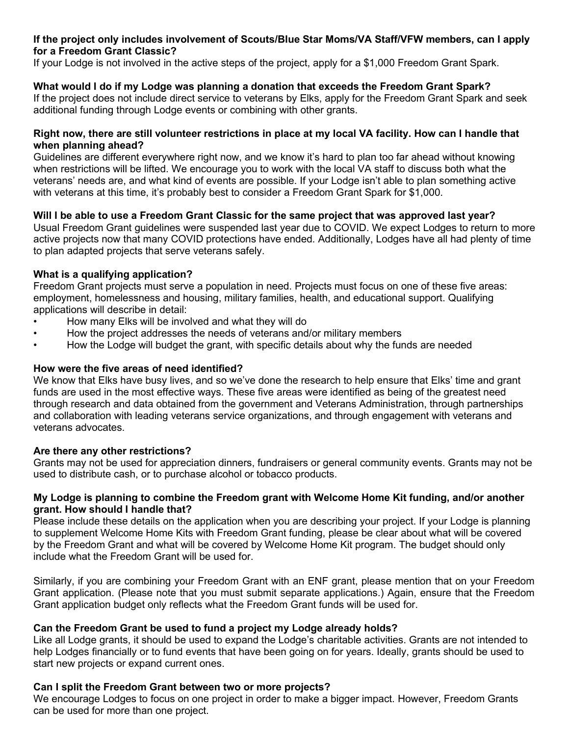**If the project only includes involvement of Scouts/Blue Star Moms/VA Staff/VFW members, can I apply for a Freedom Grant Classic?**
If your Lodge is not involved in the active steps of the project, apply for a $1,000 Freedom Grant Spark.

**What would I do if my Lodge was planning a donation that exceeds the Freedom Grant Spark?**
If the project does not include direct service to veterans by Elks, apply for the Freedom Grant Spark and seek additional funding through Lodge events or combining with other grants.

**Right now, there are still volunteer restrictions in place at my local VA facility. How can I handle that when planning ahead?**
Guidelines are different everywhere right now, and we know it's hard to plan too far ahead without knowing when restrictions will be lifted. We encourage you to work with the local VA staff to discuss both what the veterans' needs are, and what kind of events are possible. If your Lodge isn't able to plan something active with veterans at this time, it's probably best to consider a Freedom Grant Spark for $1,000.

**Will I be able to use a Freedom Grant Classic for the same project that was approved last year?**
Usual Freedom Grant guidelines were suspended last year due to COVID. We expect Lodges to return to more active projects now that many COVID protections have ended. Additionally, Lodges have all had plenty of time to plan adapted projects that serve veterans safely.

**What is a qualifying application?**
Freedom Grant projects must serve a population in need. Projects must focus on one of these five areas: employment, homelessness and housing, military families, health, and educational support. Qualifying applications will describe in detail:

- How many Elks will be involved and what they will do
- How the project addresses the needs of veterans and/or military members
- How the Lodge will budget the grant, with specific details about why the funds are needed

**How were the five areas of need identified?**
We know that Elks have busy lives, and so we've done the research to help ensure that Elks' time and grant funds are used in the most effective ways. These five areas were identified as being of the greatest need through research and data obtained from the government and Veterans Administration, through partnerships and collaboration with leading veterans service organizations, and through engagement with veterans and veterans advocates.

**Are there any other restrictions?**
Grants may not be used for appreciation dinners, fundraisers or general community events. Grants may not be used to distribute cash, or to purchase alcohol or tobacco products.

**My Lodge is planning to combine the Freedom grant with Welcome Home Kit funding, and/or another grant. How should I handle that?**
Please include these details on the application when you are describing your project. If your Lodge is planning to supplement Welcome Home Kits with Freedom Grant funding, please be clear about what will be covered by the Freedom Grant and what will be covered by Welcome Home Kit program. The budget should only include what the Freedom Grant will be used for.

Similarly, if you are combining your Freedom Grant with an ENF grant, please mention that on your Freedom Grant application. (Please note that you must submit separate applications.) Again, ensure that the Freedom Grant application budget only reflects what the Freedom Grant funds will be used for.

**Can the Freedom Grant be used to fund a project my Lodge already holds?**
Like all Lodge grants, it should be used to expand the Lodge's charitable activities. Grants are not intended to help Lodges financially or to fund events that have been going on for years. Ideally, grants should be used to start new projects or expand current ones.

**Can I split the Freedom Grant between two or more projects?**
We encourage Lodges to focus on one project in order to make a bigger impact. However, Freedom Grants can be used for more than one project.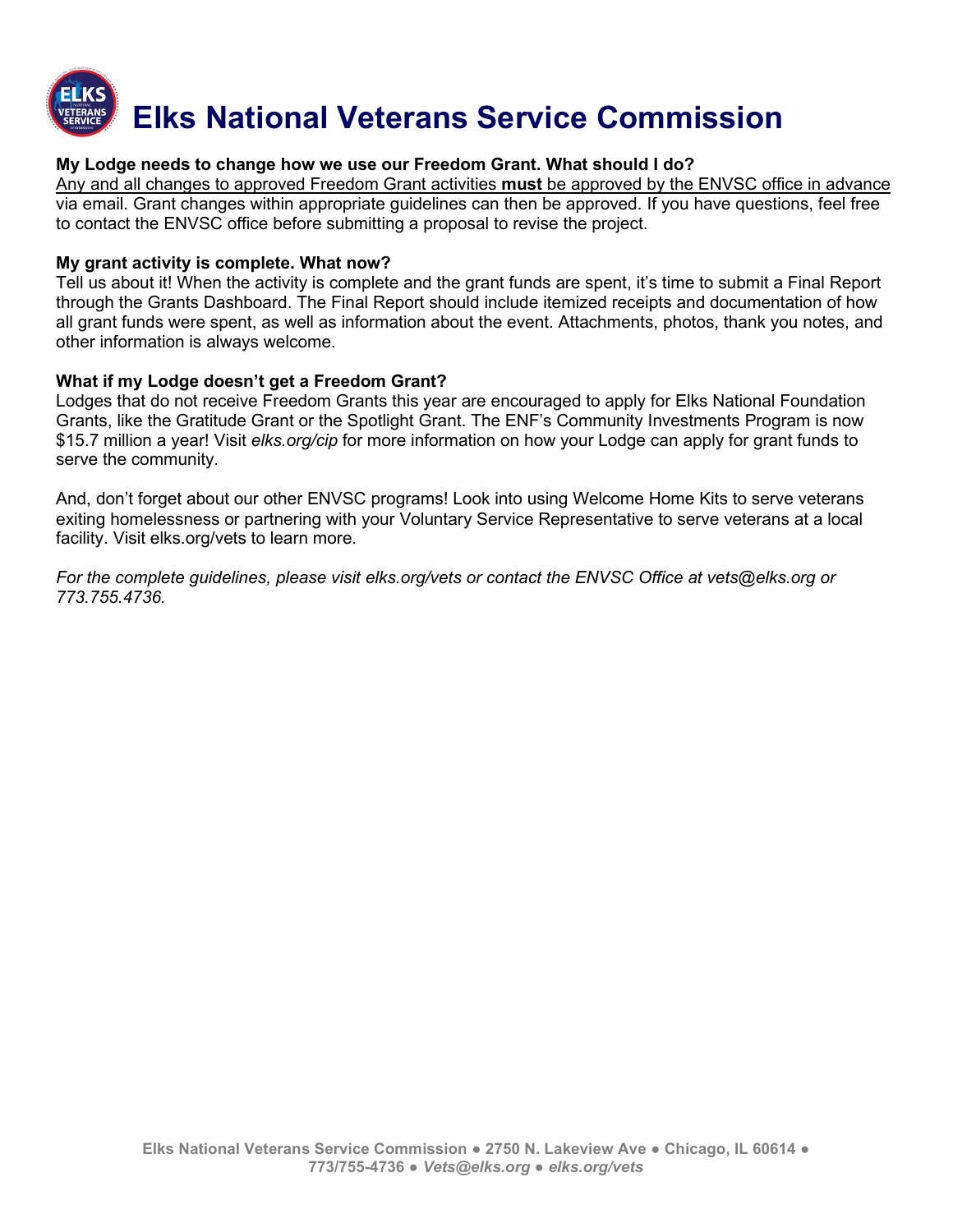# Elks National Veterans Service Commission

**My Lodge needs to change how we use our Freedom Grant. What should I do?**

<u>Any and all changes to approved Freedom Grant activities **must** be approved by the ENVSC office in advance</u> via email. Grant changes within appropriate guidelines can then be approved. If you have questions, feel free to contact the ENVSC office before submitting a proposal to revise the project.

**My grant activity is complete. What now?**

Tell us about it! When the activity is complete and the grant funds are spent, it's time to submit a Final Report through the Grants Dashboard. The Final Report should include itemized receipts and documentation of how all grant funds were spent, as well as information about the event. Attachments, photos, thank you notes, and other information is always welcome.

**What if my Lodge doesn't get a Freedom Grant?**

Lodges that do not receive Freedom Grants this year are encouraged to apply for Elks National Foundation Grants, like the Gratitude Grant or the Spotlight Grant. The ENF's Community Investments Program is now $15.7 million a year! Visit *elks.org/cip* for more information on how your Lodge can apply for grant funds to serve the community.

And, don't forget about our other ENVSC programs! Look into using Welcome Home Kits to serve veterans exiting homelessness or partnering with your Voluntary Service Representative to serve veterans at a local facility. Visit elks.org/vets to learn more.

*For the complete guidelines, please visit elks.org/vets or contact the ENVSC Office at vets@elks.org or 773.755.4736.*

**Elks National Veterans Service Commission ● 2750 N. Lakeview Ave ● Chicago, IL 60614 ● 773/755-4736 ● *Vets@elks.org* ● *elks.org/vets***